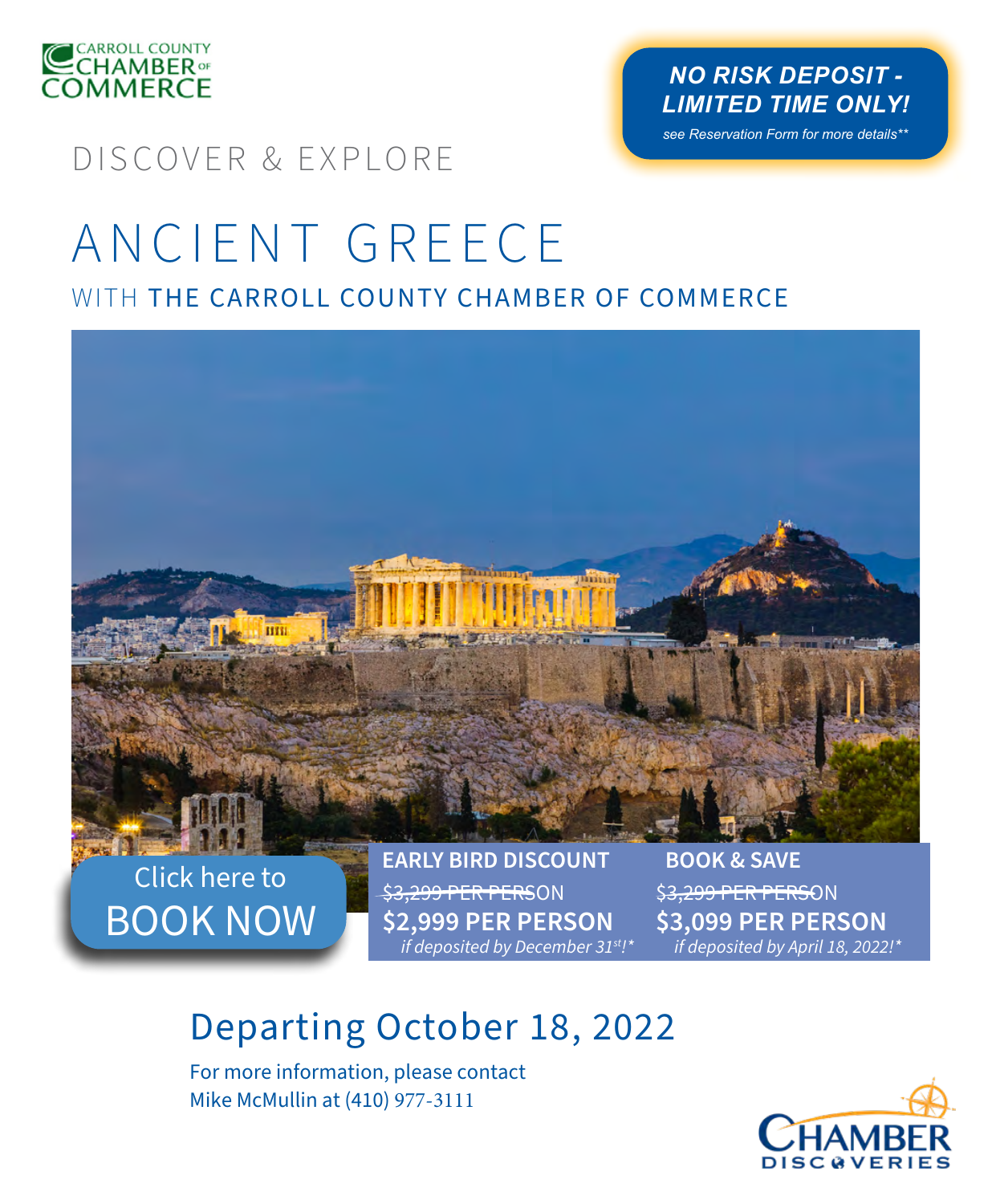CARROLL COUNTY CHAMBER OF COMMERCE

**NO RISK DEPOSIT - LIMITED TIME ONLY!**

*see Reservation Form for more details***

DISCOVER & EXPLORE

# ANCIENT GREECE

## WITH THE CARROLL COUNTY CHAMBER OF COMMERCE

Click here to BOOK NOW

**EARLY BIRD DISCOUNT**

~~$3,299 PER PERSON~~

**$2,999 PER PERSON**

*if deposited by December 31st!**

**BOOK & SAVE**

~~$3,299 PER PERSON~~

**$3,099 PER PERSON**

*if deposited by April 18, 2022!**

## Departing October 18, 2022

For more information, please contact
Mike McMullin at (410) 977-3111

CHAMBER DISCOVERIES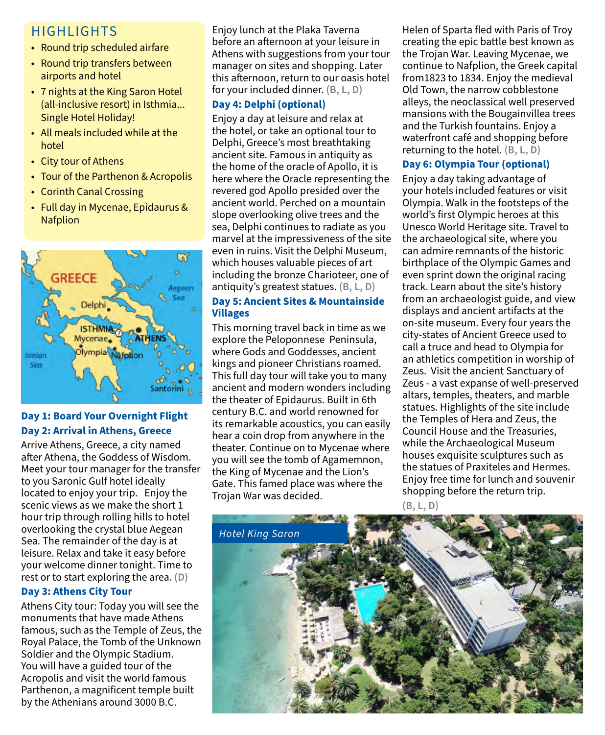## HIGHLIGHTS

- Round trip scheduled airfare
- Round trip transfers between airports and hotel
- 7 nights at the King Saron Hotel (all-inclusive resort) in Isthmia... Single Hotel Holiday!
- All meals included while at the hotel
- City tour of Athens
- Tour of the Parthenon & Acropolis
- Corinth Canal Crossing
- Full day in Mycenae, Epidaurus & Nafplion

### Day 1: Board Your Overnight Flight

### Day 2: Arrival in Athens, Greece

Arrive Athens, Greece, a city named after Athena, the Goddess of Wisdom. Meet your tour manager for the transfer to you Saronic Gulf hotel ideally located to enjoy your trip. Enjoy the scenic views as we make the short 1 hour trip through rolling hills to hotel overlooking the crystal blue Aegean Sea. The remainder of the day is at leisure. Relax and take it easy before your welcome dinner tonight. Time to rest or to start exploring the area. **(D)**

### Day 3: Athens City Tour

Athens City tour: Today you will see the monuments that have made Athens famous, such as the Temple of Zeus, the Royal Palace, the Tomb of the Unknown Soldier and the Olympic Stadium. You will have a guided tour of the Acropolis and visit the world famous Parthenon, a magnificent temple built by the Athenians around 3000 B.C. Enjoy lunch at the Plaka Taverna before an afternoon at your leisure in Athens with suggestions from your tour manager on sites and shopping. Later this afternoon, return to our oasis hotel for your included dinner. **(B, L, D)**

### Day 4: Delphi (optional)

Enjoy a day at leisure and relax at the hotel, or take an optional tour to Delphi, Greece's most breathtaking ancient site. Famous in antiquity as the home of the oracle of Apollo, it is here where the Oracle representing the revered god Apollo presided over the ancient world. Perched on a mountain slope overlooking olive trees and the sea, Delphi continues to radiate as you marvel at the impressiveness of the site even in ruins. Visit the Delphi Museum, which houses valuable pieces of art including the bronze Charioteer, one of antiquity's greatest statues. **(B, L, D)**

### Day 5: Ancient Sites & Mountainside Villages

This morning travel back in time as we explore the Peloponnese Peninsula, where Gods and Goddesses, ancient kings and pioneer Christians roamed. This full day tour will take you to many ancient and modern wonders including the theater of Epidaurus. Built in 6th century B.C. and world renowned for its remarkable acoustics, you can easily hear a coin drop from anywhere in the theater. Continue on to Mycenae where you will see the tomb of Agamemnon, the King of Mycenae and the Lion's Gate. This famed place was where the Trojan War was decided. Helen of Sparta fled with Paris of Troy creating the epic battle best known as the Trojan War. Leaving Mycenae, we continue to Nafplion, the Greek capital from1823 to 1834. Enjoy the medieval Old Town, the narrow cobblestone alleys, the neoclassical well preserved mansions with the Bougainvillea trees and the Turkish fountains. Enjoy a waterfront café and shopping before returning to the hotel. **(B, L, D)**

### Day 6: Olympia Tour (optional)

Enjoy a day taking advantage of your hotels included features or visit Olympia. Walk in the footsteps of the world's first Olympic heroes at this Unesco World Heritage site. Travel to the archaeological site, where you can admire remnants of the historic birthplace of the Olympic Games and even sprint down the original racing track. Learn about the site's history from an archaeologist guide, and view displays and ancient artifacts at the on-site museum. Every four years the city-states of Ancient Greece used to call a truce and head to Olympia for an athletics competition in worship of Zeus. Visit the ancient Sanctuary of Zeus - a vast expanse of well-preserved altars, temples, theaters, and marble statues. Highlights of the site include the Temples of Hera and Zeus, the Council House and the Treasuries, while the Archaeological Museum houses exquisite sculptures such as the statues of Praxiteles and Hermes. Enjoy free time for lunch and souvenir shopping before the return trip. **(B, L, D)**

*Hotel King Saron*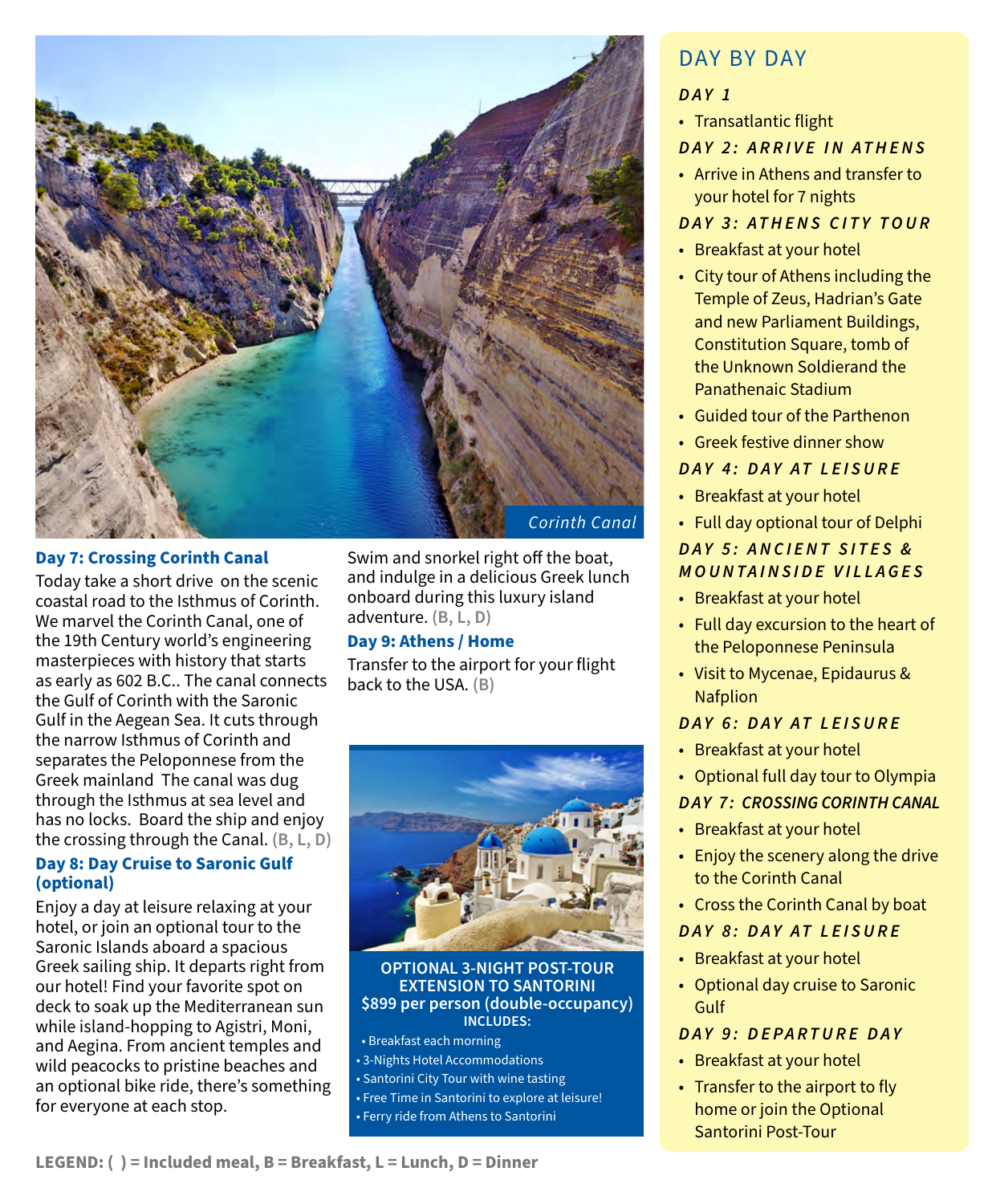Corinth Canal

### Day 7: Crossing Corinth Canal

Today take a short drive on the scenic coastal road to the Isthmus of Corinth. We marvel the Corinth Canal, one of the 19th Century world's engineering masterpieces with history that starts as early as 602 B.C.. The canal connects the Gulf of Corinth with the Saronic Gulf in the Aegean Sea. It cuts through the narrow Isthmus of Corinth and separates the Peloponnese from the Greek mainland The canal was dug through the Isthmus at sea level and has no locks. Board the ship and enjoy the crossing through the Canal. **(B, L, D)**

### Day 8: Day Cruise to Saronic Gulf (optional)

Enjoy a day at leisure relaxing at your hotel, or join an optional tour to the Saronic Islands aboard a spacious Greek sailing ship. It departs right from our hotel! Find your favorite spot on deck to soak up the Mediterranean sun while island-hopping to Agistri, Moni, and Aegina. From ancient temples and wild peacocks to pristine beaches and an optional bike ride, there's something for everyone at each stop. Swim and snorkel right off the boat, and indulge in a delicious Greek lunch onboard during this luxury island adventure. **(B, L, D)**

### Day 9: Athens / Home

Transfer to the airport for your flight back to the USA. **(B)**

**OPTIONAL 3-NIGHT POST-TOUR EXTENSION TO SANTORINI**
**$899 per person (double-occupancy)**
**INCLUDES:**

- Breakfast each morning
- 3-Nights Hotel Accommodations
- Santorini City Tour with wine tasting
- Free Time in Santorini to explore at leisure!
- Ferry ride from Athens to Santorini

**LEGEND: ( ) = Included meal, B = Breakfast, L = Lunch, D = Dinner**

## DAY BY DAY

***DAY 1***

- Transatlantic flight

***DAY 2: ARRIVE IN ATHENS***

- Arrive in Athens and transfer to your hotel for 7 nights

***DAY 3: ATHENS CITY TOUR***

- Breakfast at your hotel
- City tour of Athens including the Temple of Zeus, Hadrian's Gate and new Parliament Buildings, Constitution Square, tomb of the Unknown Soldierand the Panathenaic Stadium
- Guided tour of the Parthenon
- Greek festive dinner show

***DAY 4: DAY AT LEISURE***

- Breakfast at your hotel
- Full day optional tour of Delphi

***DAY 5: ANCIENT SITES & MOUNTAINSIDE VILLAGES***

- Breakfast at your hotel
- Full day excursion to the heart of the Peloponnese Peninsula
- Visit to Mycenae, Epidaurus & Nafplion

***DAY 6: DAY AT LEISURE***

- Breakfast at your hotel
- Optional full day tour to Olympia

***DAY 7: CROSSING CORINTH CANAL***

- Breakfast at your hotel
- Enjoy the scenery along the drive to the Corinth Canal
- Cross the Corinth Canal by boat

***DAY 8: DAY AT LEISURE***

- Breakfast at your hotel
- Optional day cruise to Saronic Gulf

***DAY 9: DEPARTURE DAY***

- Breakfast at your hotel
- Transfer to the airport to fly home or join the Optional Santorini Post-Tour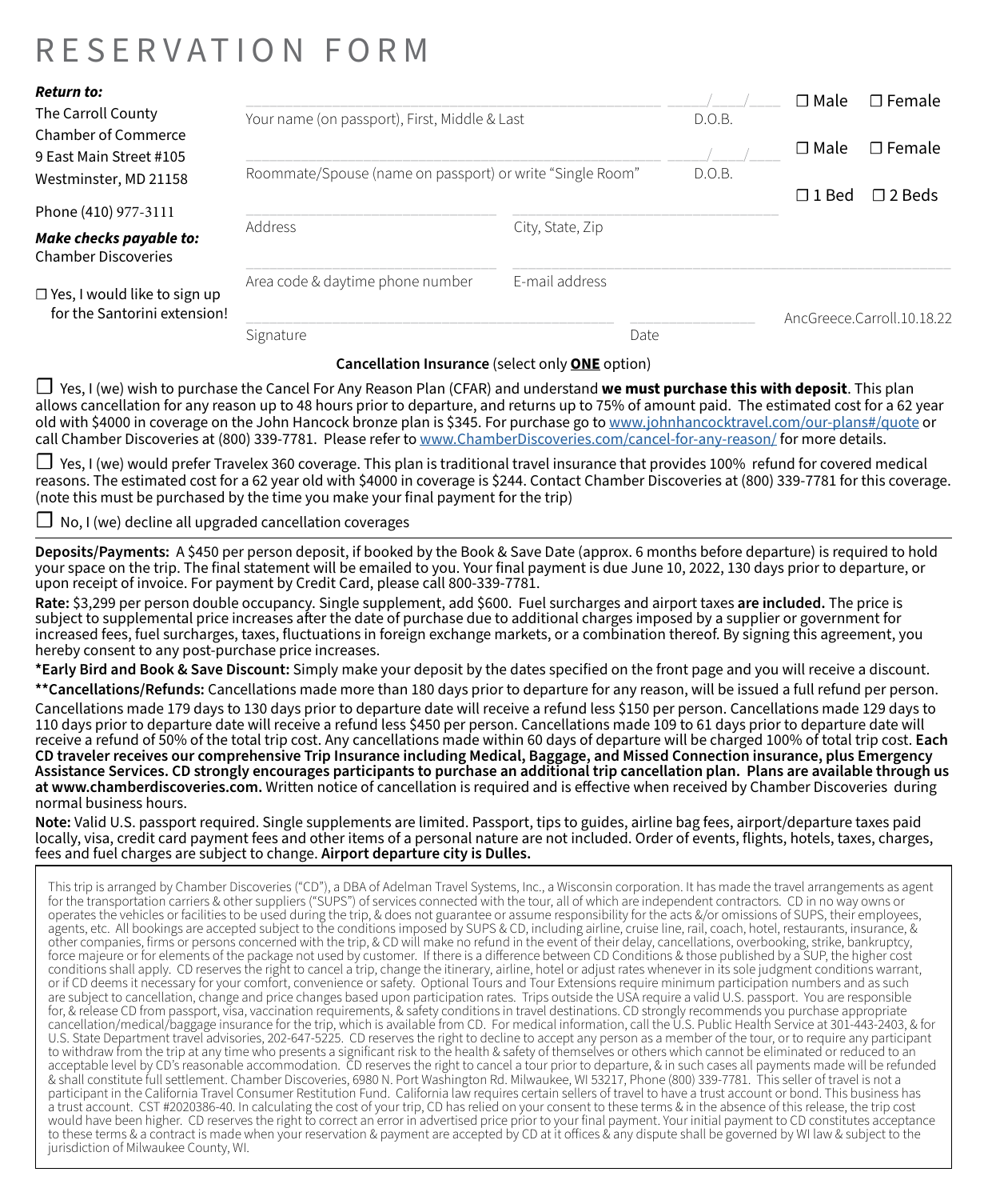# RESERVATION FORM

***Return to:***
The Carroll County Chamber of Commerce
9 East Main Street #105
Westminster, MD 21158

Phone (410) 977-3111

***Make checks payable to:***
Chamber Discoveries

☐ Yes, I would like to sign up for the Santorini extension!

\_\_\_\_\_\_\_\_\_\_\_\_\_\_\_\_\_\_\_\_\_\_\_\_\_\_\_\_\_\_\_\_\_\_\_\_\_\_\_\_ \_\_\_\_/\_\_\_\_/\_\_\_\_ ☐ Male ☐ Female
Your name (on passport), First, Middle & Last D.O.B.

\_\_\_\_\_\_\_\_\_\_\_\_\_\_\_\_\_\_\_\_\_\_\_\_\_\_\_\_\_\_\_\_\_\_\_\_\_\_\_\_ \_\_\_\_/\_\_\_\_/\_\_\_\_ ☐ Male ☐ Female
Roommate/Spouse (name on passport) or write "Single Room" D.O.B.

☐ 1 Bed ☐ 2 Beds

\_\_\_\_\_\_\_\_\_\_\_\_\_\_\_\_\_\_\_\_ \_\_\_\_\_\_\_\_\_\_\_\_\_\_\_\_\_\_\_\_
Address City, State, Zip

\_\_\_\_\_\_\_\_\_\_\_\_\_\_\_\_\_\_\_\_ \_\_\_\_\_\_\_\_\_\_\_\_\_\_\_\_\_\_\_\_
Area code & daytime phone number E-mail address

\_\_\_\_\_\_\_\_\_\_\_\_\_\_\_\_\_\_\_\_\_\_\_\_\_\_\_\_\_\_ \_\_\_\_\_\_\_\_\_\_\_\_
Signature Date

AncGreece.Carroll.10.18.22

**Cancellation Insurance** (select only **ONE** option)

☐ Yes, I (we) wish to purchase the Cancel For Any Reason Plan (CFAR) and understand **we must purchase this with deposit**. This plan allows cancellation for any reason up to 48 hours prior to departure, and returns up to 75% of amount paid. The estimated cost for a 62 year old with $4000 in coverage on the John Hancock bronze plan is $345. For purchase go to www.johnhancocktravel.com/our-plans#/quote or call Chamber Discoveries at (800) 339-7781. Please refer to www.ChamberDiscoveries.com/cancel-for-any-reason/ for more details.

☐ Yes, I (we) would prefer Travelex 360 coverage. This plan is traditional travel insurance that provides 100% refund for covered medical reasons. The estimated cost for a 62 year old with $4000 in coverage is $244. Contact Chamber Discoveries at (800) 339-7781 for this coverage. (note this must be purchased by the time you make your final payment for the trip)

☐ No, I (we) decline all upgraded cancellation coverages

---

**Deposits/Payments:** A $450 per person deposit, if booked by the Book & Save Date (approx. 6 months before departure) is required to hold your space on the trip. The final statement will be emailed to you. Your final payment is due June 10, 2022, 130 days prior to departure, or upon receipt of invoice. For payment by Credit Card, please call 800-339-7781.

**Rate:** $3,299 per person double occupancy. Single supplement, add $600. Fuel surcharges and airport taxes **are included.** The price is subject to supplemental price increases after the date of purchase due to additional charges imposed by a supplier or government for increased fees, fuel surcharges, taxes, fluctuations in foreign exchange markets, or a combination thereof. By signing this agreement, you hereby consent to any post-purchase price increases.

**\*Early Bird and Book & Save Discount:** Simply make your deposit by the dates specified on the front page and you will receive a discount.

**\*\*Cancellations/Refunds:** Cancellations made more than 180 days prior to departure for any reason, will be issued a full refund per person. Cancellations made 179 days to 130 days prior to departure date will receive a refund less $150 per person. Cancellations made 129 days to 110 days prior to departure date will receive a refund less $450 per person. Cancellations made 109 to 61 days prior to departure date will receive a refund of 50% of the total trip cost. Any cancellations made within 60 days of departure will be charged 100% of total trip cost. **Each CD traveler receives our comprehensive Trip Insurance including Medical, Baggage, and Missed Connection insurance, plus Emergency Assistance Services. CD strongly encourages participants to purchase an additional trip cancellation plan. Plans are available through us at www.chamberdiscoveries.com.** Written notice of cancellation is required and is effective when received by Chamber Discoveries during normal business hours.

**Note:** Valid U.S. passport required. Single supplements are limited. Passport, tips to guides, airline bag fees, airport/departure taxes paid locally, visa, credit card payment fees and other items of a personal nature are not included. Order of events, flights, hotels, taxes, charges, fees and fuel charges are subject to change. **Airport departure city is Dulles.**

This trip is arranged by Chamber Discoveries ("CD"), a DBA of Adelman Travel Systems, Inc., a Wisconsin corporation. It has made the travel arrangements as agent for the transportation carriers & other suppliers ("SUPS") of services connected with the tour, all of which are independent contractors. CD in no way owns or operates the vehicles or facilities to be used during the trip, & does not guarantee or assume responsibility for the acts &/or omissions of SUPS, their employees, agents, etc. All bookings are accepted subject to the conditions imposed by SUPS & CD, including airline, cruise line, rail, coach, hotel, restaurants, insurance, & other companies, firms or persons concerned with the trip, & CD will make no refund in the event of their delay, cancellations, overbooking, strike, bankruptcy, force majeure or for elements of the package not used by customer. If there is a difference between CD Conditions & those published by a SUP, the higher cost conditions shall apply. CD reserves the right to cancel a trip, change the itinerary, airline, hotel or adjust rates whenever in its sole judgment conditions warrant, or if CD deems it necessary for your comfort, convenience or safety. Optional Tours and Tour Extensions require minimum participation numbers and as such are subject to cancellation, change and price changes based upon participation rates. Trips outside the USA require a valid U.S. passport. You are responsible for, & release CD from passport, visa, vaccination requirements, & safety conditions in travel destinations. CD strongly recommends you purchase appropriate cancellation/medical/baggage insurance for the trip, which is available from CD. For medical information, call the U.S. Public Health Service at 301-443-2403, & for U.S. State Department travel advisories, 202-647-5225. CD reserves the right to decline to accept any person as a member of the tour, or to require any participant to withdraw from the trip at any time who presents a significant risk to the health & safety of themselves or others which cannot be eliminated or reduced to an acceptable level by CD's reasonable accommodation. CD reserves the right to cancel a tour prior to departure, & in such cases all payments made will be refunded & shall constitute full settlement. Chamber Discoveries, 6980 N. Port Washington Rd. Milwaukee, WI 53217, Phone (800) 339-7781. This seller of travel is not a participant in the California Travel Consumer Restitution Fund. California law requires certain sellers of travel to have a trust account or bond. This business has a trust account. CST #2020386-40. In calculating the cost of your trip, CD has relied on your consent to these terms & in the absence of this release, the trip cost would have been higher. CD reserves the right to correct an error in advertised price prior to your final payment. Your initial payment to CD constitutes acceptance to these terms & a contract is made when your reservation & payment are accepted by CD at it offices & any dispute shall be governed by WI law & subject to the jurisdiction of Milwaukee County, WI.